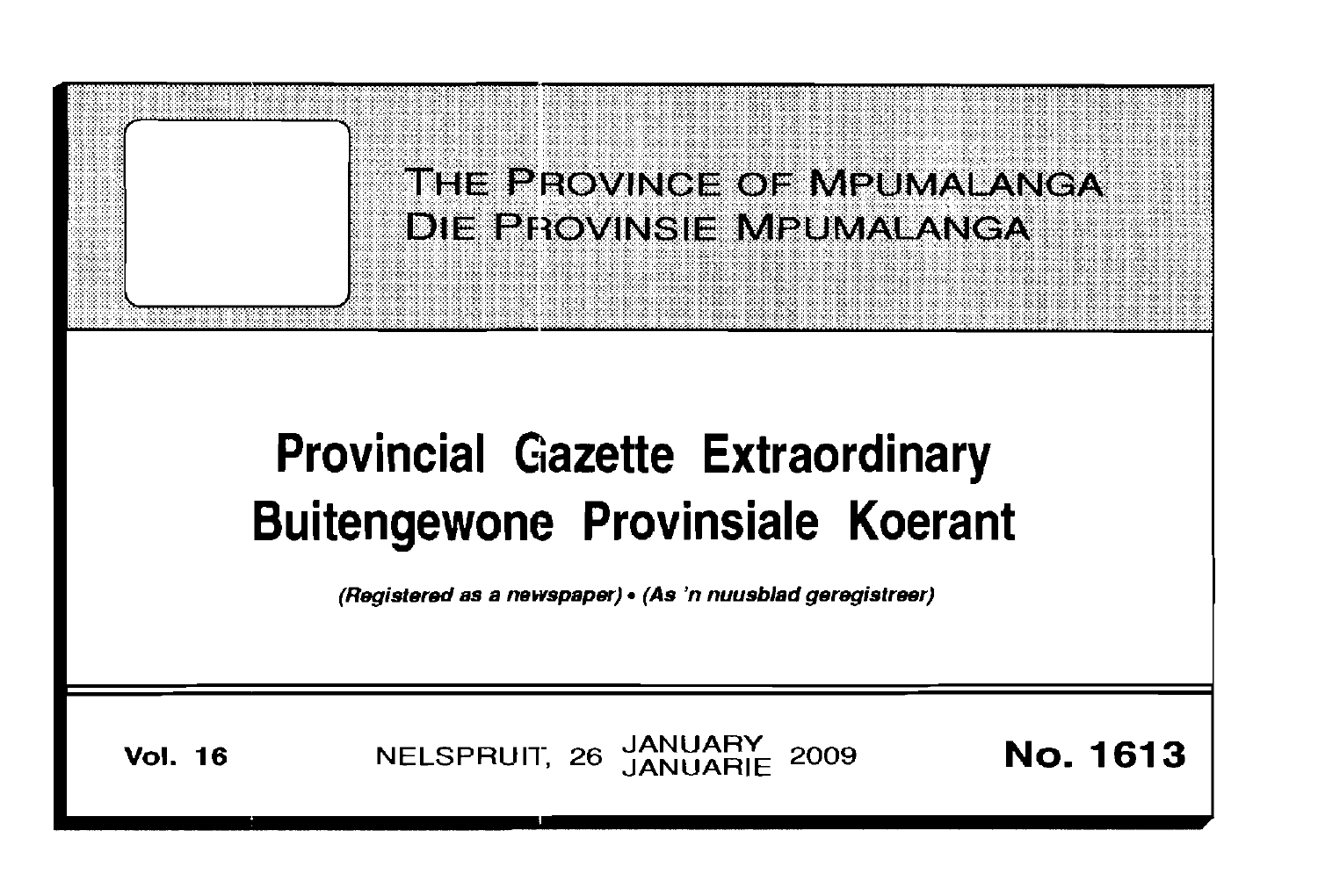# THE PROVINCE OF MPUMALANGA
# DIE PROVINSIE MPUMALANGA

# Provincial Gazette Extraordinary
# Buitengewone Provinsiale Koerant

*(Registered as a newspaper) • (As 'n nuusblad geregistreer)*

**Vol. 16** NELSPRUIT, 26 JANUARY JANUARIE 2009 **No. 1613**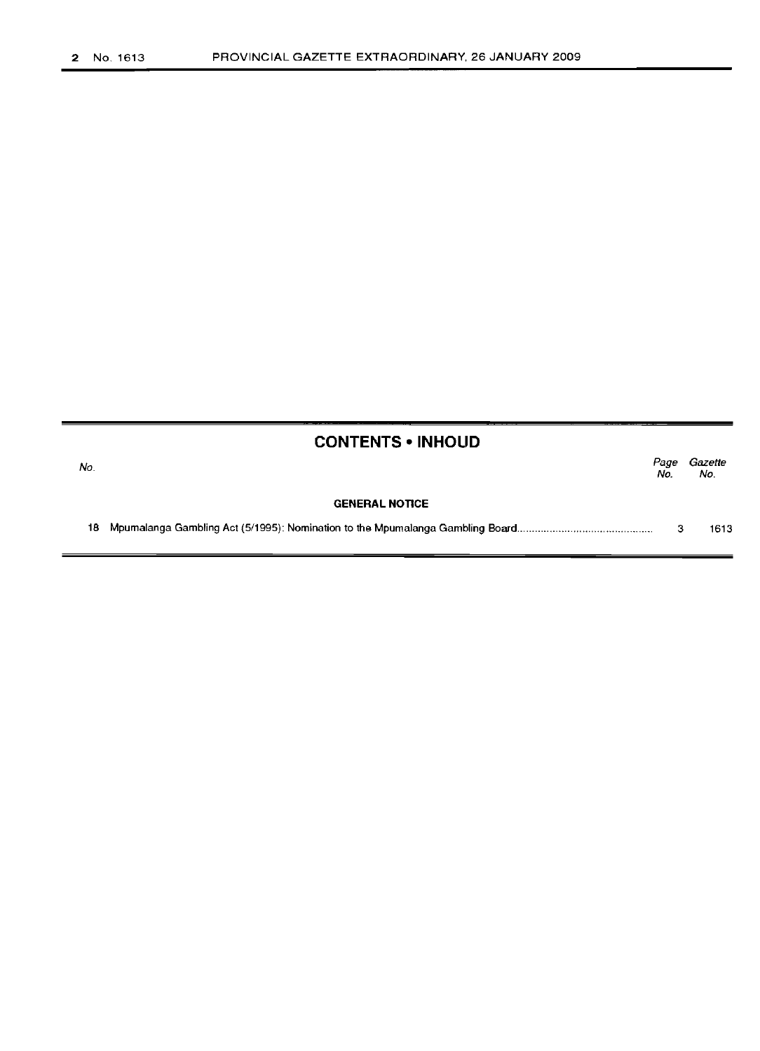## CONTENTS • INHOUD

| No. | | Page No. | Gazette No. |
|---|---|---|---|
| | **GENERAL NOTICE** | | |
| 18 | Mpumalanga Gambling Act (5/1995): Nomination to the Mpumalanga Gambling Board | 3 | 1613 |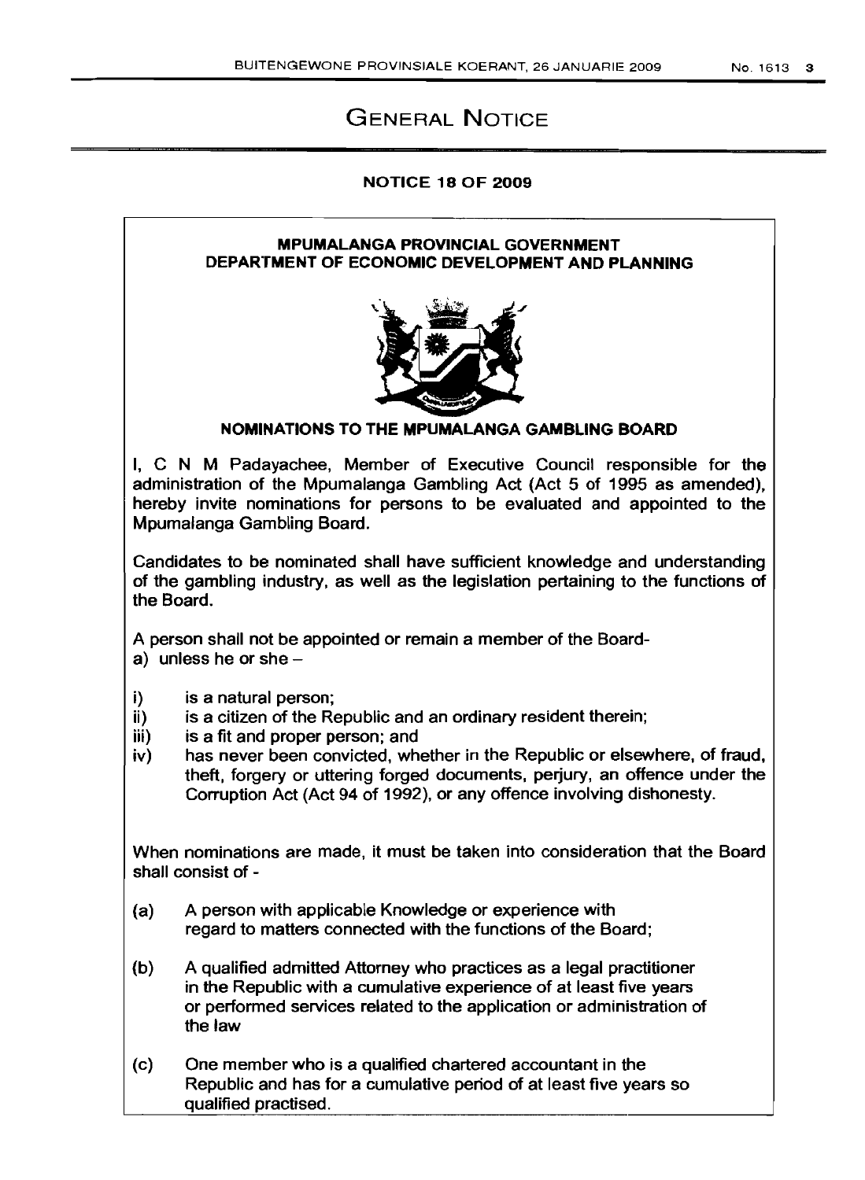# GENERAL NOTICE

**NOTICE 18 OF 2009**

**MPUMALANGA PROVINCIAL GOVERNMENT**
**DEPARTMENT OF ECONOMIC DEVELOPMENT AND PLANNING**

**NOMINATIONS TO THE MPUMALANGA GAMBLING BOARD**

I, C N M Padayachee, Member of Executive Council responsible for the administration of the Mpumalanga Gambling Act (Act 5 of 1995 as amended), hereby invite nominations for persons to be evaluated and appointed to the Mpumalanga Gambling Board.

Candidates to be nominated shall have sufficient knowledge and understanding of the gambling industry, as well as the legislation pertaining to the functions of the Board.

A person shall not be appointed or remain a member of the Board-

a) unless he or she –

i) is a natural person;
ii) is a citizen of the Republic and an ordinary resident therein;
iii) is a fit and proper person; and
iv) has never been convicted, whether in the Republic or elsewhere, of fraud, theft, forgery or uttering forged documents, perjury, an offence under the Corruption Act (Act 94 of 1992), or any offence involving dishonesty.

When nominations are made, it must be taken into consideration that the Board shall consist of -

(a) A person with applicable Knowledge or experience with regard to matters connected with the functions of the Board;

(b) A qualified admitted Attorney who practices as a legal practitioner in the Republic with a cumulative experience of at least five years or performed services related to the application or administration of the law

(c) One member who is a qualified chartered accountant in the Republic and has for a cumulative period of at least five years so qualified practised.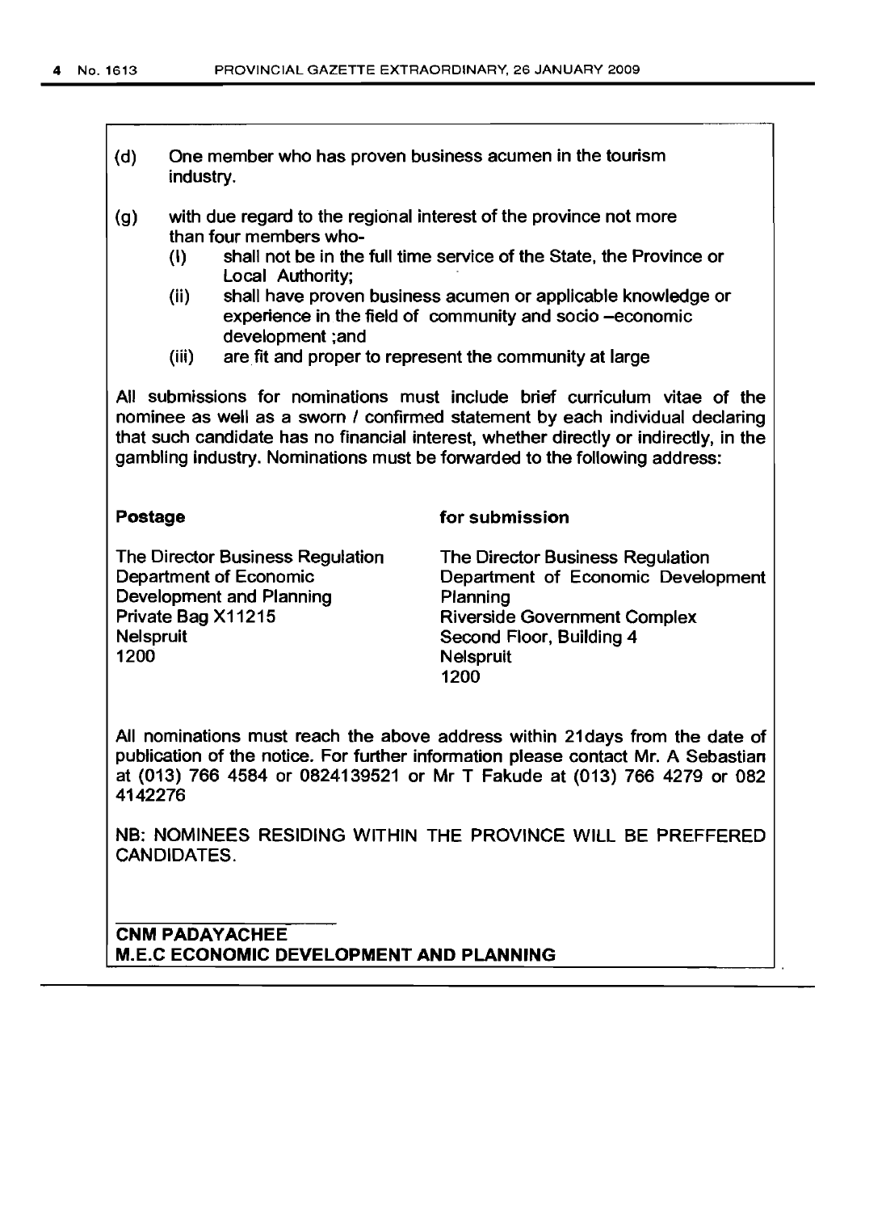(d) One member who has proven business acumen in the tourism industry.

(g) with due regard to the regional interest of the province not more than four members who-

   (I) shall not be in the full time service of the State, the Province or Local Authority;
   (ii) shall have proven business acumen or applicable knowledge or experience in the field of community and socio –economic development ;and
   (iii) are fit and proper to represent the community at large

All submissions for nominations must include brief curriculum vitae of the nominee as well as a sworn / confirmed statement by each individual declaring that such candidate has no financial interest, whether directly or indirectly, in the gambling industry. Nominations must be forwarded to the following address:

**Postage**

The Director Business Regulation
Department of Economic
Development and Planning
Private Bag X11215
Nelspruit
1200

**for submission**

The Director Business Regulation
Department of Economic Development
Planning
Riverside Government Complex
Second Floor, Building 4
Nelspruit
1200

All nominations must reach the above address within 21days from the date of publication of the notice. For further information please contact Mr. A Sebastian at (013) 766 4584 or 0824139521 or Mr T Fakude at (013) 766 4279 or 082 4142276

NB: NOMINEES RESIDING WITHIN THE PROVINCE WILL BE PREFFERED CANDIDATES.

**CNM PADAYACHEE**
**M.E.C ECONOMIC DEVELOPMENT AND PLANNING**